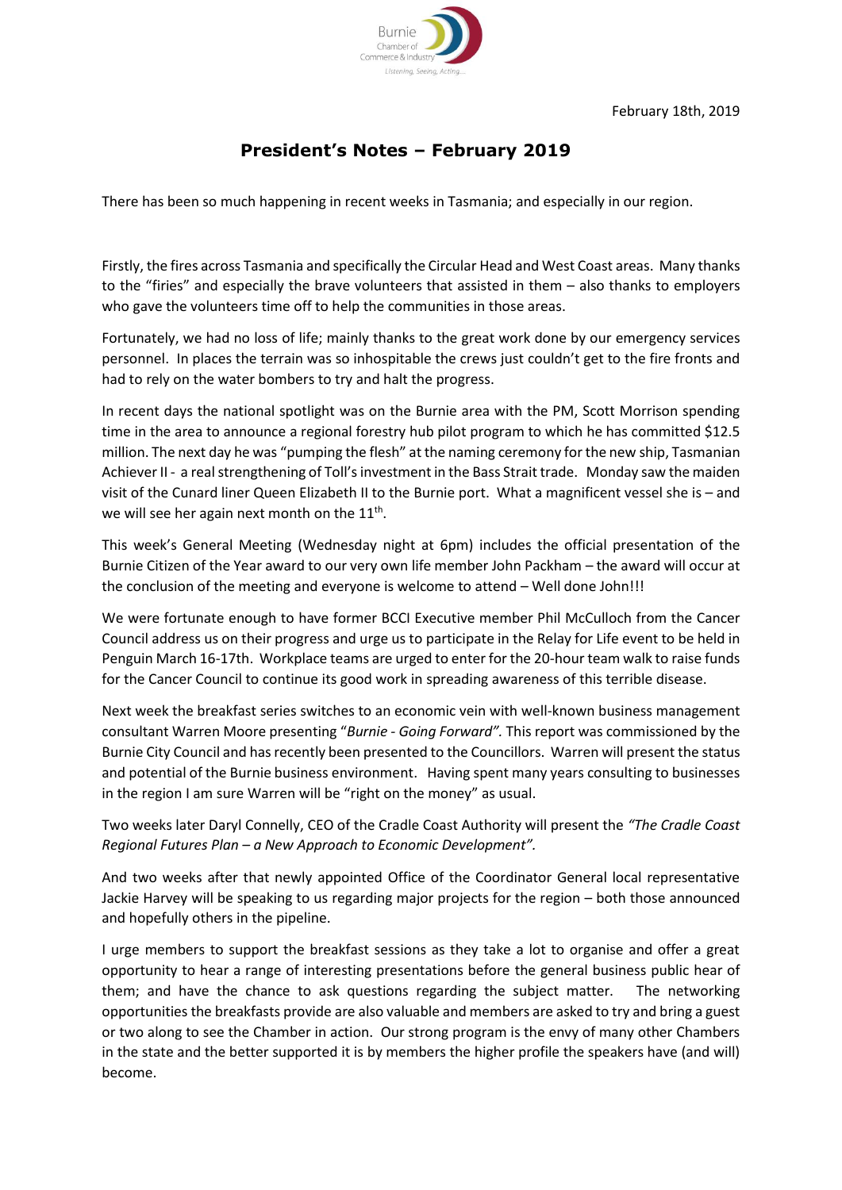Burnie Chamber of Commerce & Industry
*Listening, Seeing, Acting...*

February 18th, 2019

# President's Notes – February 2019

There has been so much happening in recent weeks in Tasmania; and especially in our region.

Firstly, the fires across Tasmania and specifically the Circular Head and West Coast areas. Many thanks to the "firies" and especially the brave volunteers that assisted in them – also thanks to employers who gave the volunteers time off to help the communities in those areas.

Fortunately, we had no loss of life; mainly thanks to the great work done by our emergency services personnel. In places the terrain was so inhospitable the crews just couldn't get to the fire fronts and had to rely on the water bombers to try and halt the progress.

In recent days the national spotlight was on the Burnie area with the PM, Scott Morrison spending time in the area to announce a regional forestry hub pilot program to which he has committed $12.5 million. The next day he was "pumping the flesh" at the naming ceremony for the new ship, Tasmanian Achiever II - a real strengthening of Toll's investment in the Bass Strait trade. Monday saw the maiden visit of the Cunard liner Queen Elizabeth II to the Burnie port. What a magnificent vessel she is – and we will see her again next month on the 11th.

This week's General Meeting (Wednesday night at 6pm) includes the official presentation of the Burnie Citizen of the Year award to our very own life member John Packham – the award will occur at the conclusion of the meeting and everyone is welcome to attend – Well done John!!!

We were fortunate enough to have former BCCI Executive member Phil McCulloch from the Cancer Council address us on their progress and urge us to participate in the Relay for Life event to be held in Penguin March 16-17th. Workplace teams are urged to enter for the 20-hour team walk to raise funds for the Cancer Council to continue its good work in spreading awareness of this terrible disease.

Next week the breakfast series switches to an economic vein with well-known business management consultant Warren Moore presenting "*Burnie - Going Forward".* This report was commissioned by the Burnie City Council and has recently been presented to the Councillors. Warren will present the status and potential of the Burnie business environment. Having spent many years consulting to businesses in the region I am sure Warren will be "right on the money" as usual.

Two weeks later Daryl Connelly, CEO of the Cradle Coast Authority will present the *"The Cradle Coast Regional Futures Plan – a New Approach to Economic Development".*

And two weeks after that newly appointed Office of the Coordinator General local representative Jackie Harvey will be speaking to us regarding major projects for the region – both those announced and hopefully others in the pipeline.

I urge members to support the breakfast sessions as they take a lot to organise and offer a great opportunity to hear a range of interesting presentations before the general business public hear of them; and have the chance to ask questions regarding the subject matter. The networking opportunities the breakfasts provide are also valuable and members are asked to try and bring a guest or two along to see the Chamber in action. Our strong program is the envy of many other Chambers in the state and the better supported it is by members the higher profile the speakers have (and will) become.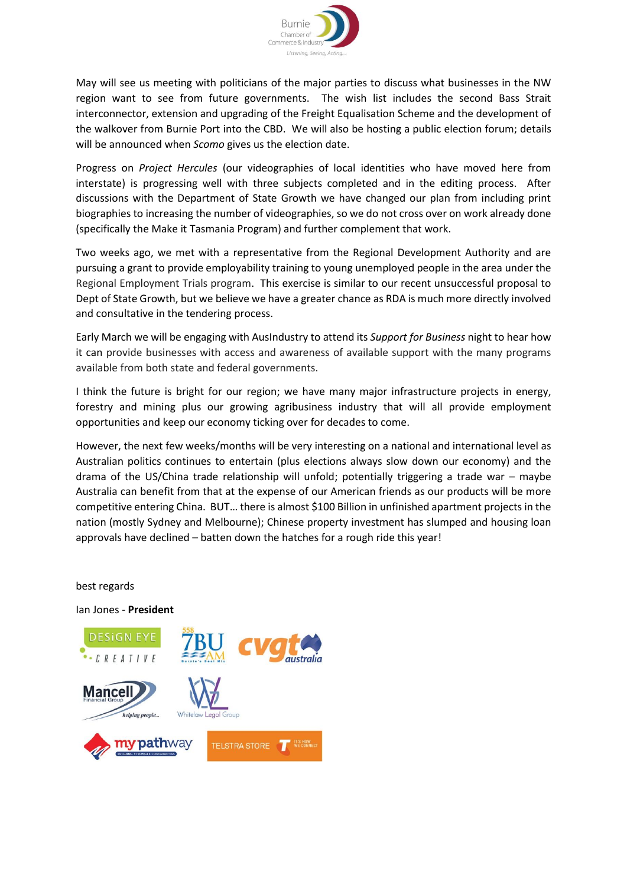May will see us meeting with politicians of the major parties to discuss what businesses in the NW region want to see from future governments. The wish list includes the second Bass Strait interconnector, extension and upgrading of the Freight Equalisation Scheme and the development of the walkover from Burnie Port into the CBD. We will also be hosting a public election forum; details will be announced when *Scomo* gives us the election date.

Progress on *Project Hercules* (our videographies of local identities who have moved here from interstate) is progressing well with three subjects completed and in the editing process. After discussions with the Department of State Growth we have changed our plan from including print biographies to increasing the number of videographies, so we do not cross over on work already done (specifically the Make it Tasmania Program) and further complement that work.

Two weeks ago, we met with a representative from the Regional Development Authority and are pursuing a grant to provide employability training to young unemployed people in the area under the Regional Employment Trials program. This exercise is similar to our recent unsuccessful proposal to Dept of State Growth, but we believe we have a greater chance as RDA is much more directly involved and consultative in the tendering process.

Early March we will be engaging with AusIndustry to attend its *Support for Business* night to hear how it can provide businesses with access and awareness of available support with the many programs available from both state and federal governments.

I think the future is bright for our region; we have many major infrastructure projects in energy, forestry and mining plus our growing agribusiness industry that will all provide employment opportunities and keep our economy ticking over for decades to come.

However, the next few weeks/months will be very interesting on a national and international level as Australian politics continues to entertain (plus elections always slow down our economy) and the drama of the US/China trade relationship will unfold; potentially triggering a trade war – maybe Australia can benefit from that at the expense of our American friends as our products will be more competitive entering China. BUT… there is almost $100 Billion in unfinished apartment projects in the nation (mostly Sydney and Melbourne); Chinese property investment has slumped and housing loan approvals have declined – batten down the hatches for a rough ride this year!

best regards

Ian Jones - **President**